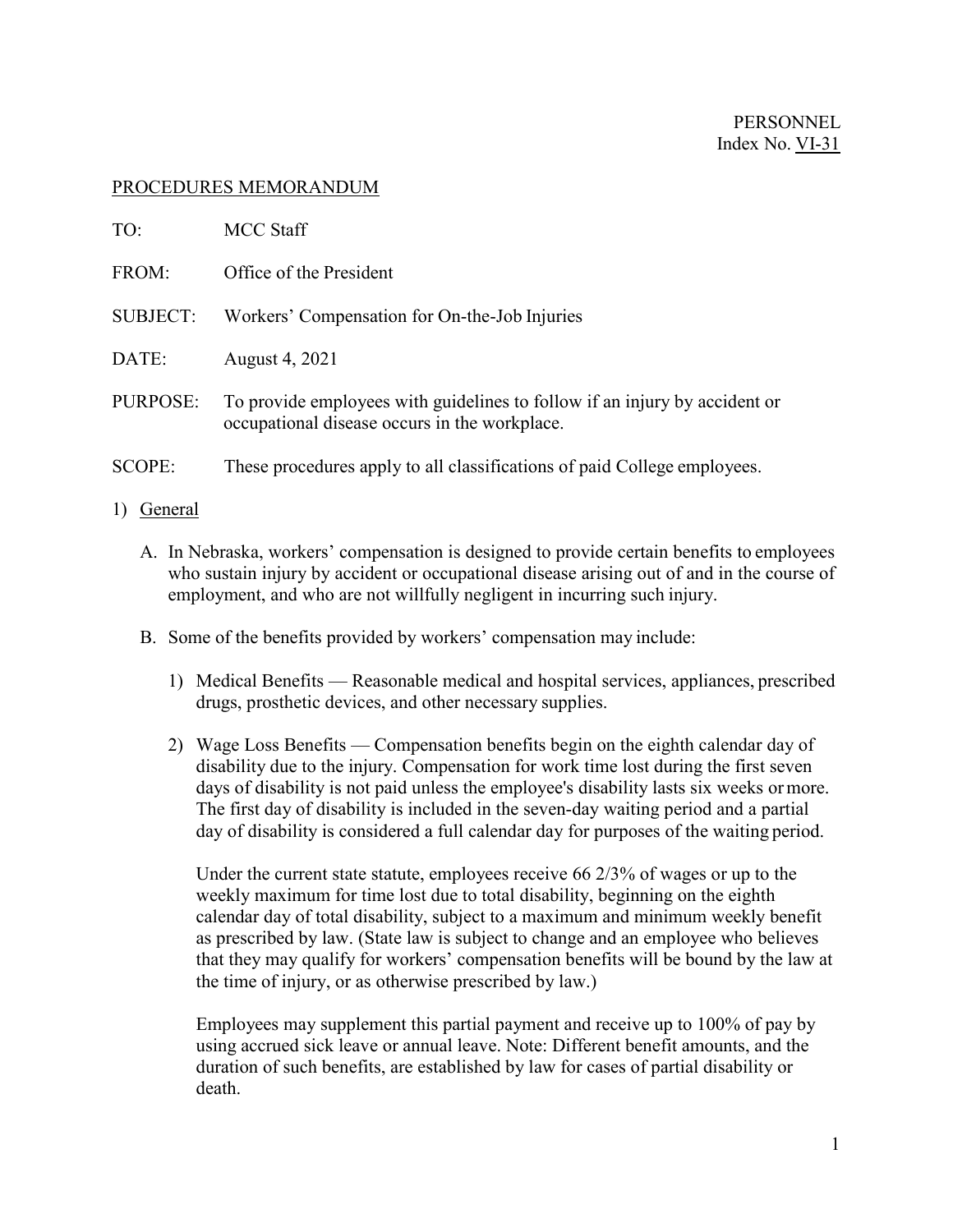PERSONNEL
Index No. VI-31

PROCEDURES MEMORANDUM

TO: MCC Staff

FROM: Office of the President

SUBJECT: Workers' Compensation for On-the-Job Injuries

DATE: August 4, 2021

PURPOSE: To provide employees with guidelines to follow if an injury by accident or occupational disease occurs in the workplace.

SCOPE: These procedures apply to all classifications of paid College employees.

1) General

A. In Nebraska, workers' compensation is designed to provide certain benefits to employees who sustain injury by accident or occupational disease arising out of and in the course of employment, and who are not willfully negligent in incurring such injury.

B. Some of the benefits provided by workers' compensation may include:

1) Medical Benefits — Reasonable medical and hospital services, appliances, prescribed drugs, prosthetic devices, and other necessary supplies.

2) Wage Loss Benefits — Compensation benefits begin on the eighth calendar day of disability due to the injury. Compensation for work time lost during the first seven days of disability is not paid unless the employee's disability lasts six weeks or more. The first day of disability is included in the seven-day waiting period and a partial day of disability is considered a full calendar day for purposes of the waiting period.

   Under the current state statute, employees receive 66 2/3% of wages or up to the weekly maximum for time lost due to total disability, beginning on the eighth calendar day of total disability, subject to a maximum and minimum weekly benefit as prescribed by law. (State law is subject to change and an employee who believes that they may qualify for workers' compensation benefits will be bound by the law at the time of injury, or as otherwise prescribed by law.)

   Employees may supplement this partial payment and receive up to 100% of pay by using accrued sick leave or annual leave. Note: Different benefit amounts, and the duration of such benefits, are established by law for cases of partial disability or death.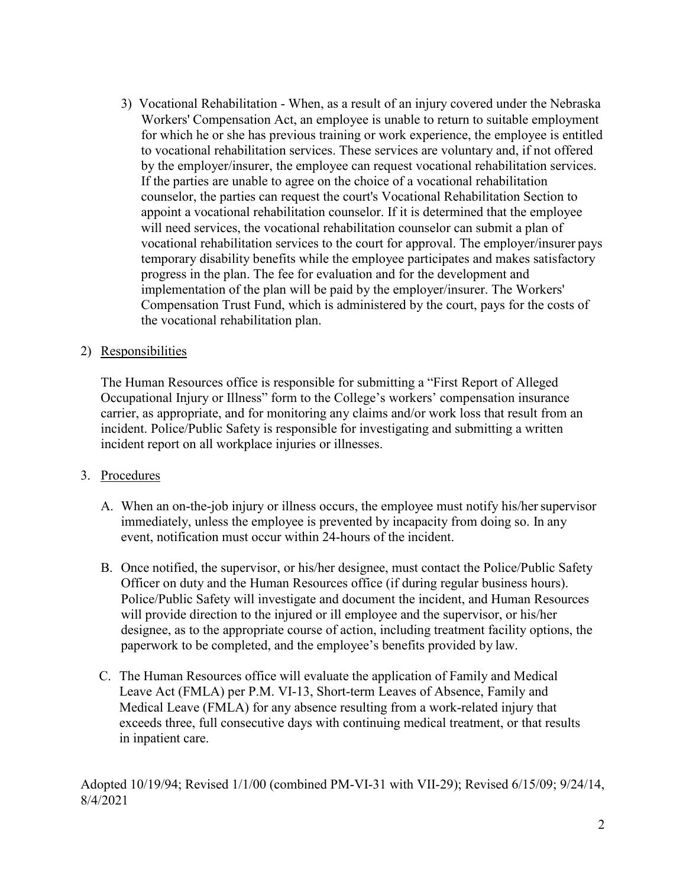3) Vocational Rehabilitation - When, as a result of an injury covered under the Nebraska Workers' Compensation Act, an employee is unable to return to suitable employment for which he or she has previous training or work experience, the employee is entitled to vocational rehabilitation services. These services are voluntary and, if not offered by the employer/insurer, the employee can request vocational rehabilitation services. If the parties are unable to agree on the choice of a vocational rehabilitation counselor, the parties can request the court's Vocational Rehabilitation Section to appoint a vocational rehabilitation counselor. If it is determined that the employee will need services, the vocational rehabilitation counselor can submit a plan of vocational rehabilitation services to the court for approval. The employer/insurer pays temporary disability benefits while the employee participates and makes satisfactory progress in the plan. The fee for evaluation and for the development and implementation of the plan will be paid by the employer/insurer. The Workers' Compensation Trust Fund, which is administered by the court, pays for the costs of the vocational rehabilitation plan.

2) <u>Responsibilities</u>

The Human Resources office is responsible for submitting a "First Report of Alleged Occupational Injury or Illness" form to the College's workers' compensation insurance carrier, as appropriate, and for monitoring any claims and/or work loss that result from an incident. Police/Public Safety is responsible for investigating and submitting a written incident report on all workplace injuries or illnesses.

3. <u>Procedures</u>

A. When an on-the-job injury or illness occurs, the employee must notify his/her supervisor immediately, unless the employee is prevented by incapacity from doing so. In any event, notification must occur within 24-hours of the incident.

B. Once notified, the supervisor, or his/her designee, must contact the Police/Public Safety Officer on duty and the Human Resources office (if during regular business hours). Police/Public Safety will investigate and document the incident, and Human Resources will provide direction to the injured or ill employee and the supervisor, or his/her designee, as to the appropriate course of action, including treatment facility options, the paperwork to be completed, and the employee's benefits provided by law.

C. The Human Resources office will evaluate the application of Family and Medical Leave Act (FMLA) per P.M. VI-13, Short-term Leaves of Absence, Family and Medical Leave (FMLA) for any absence resulting from a work-related injury that exceeds three, full consecutive days with continuing medical treatment, or that results in inpatient care.

Adopted 10/19/94; Revised 1/1/00 (combined PM-VI-31 with VII-29); Revised 6/15/09; 9/24/14, 8/4/2021